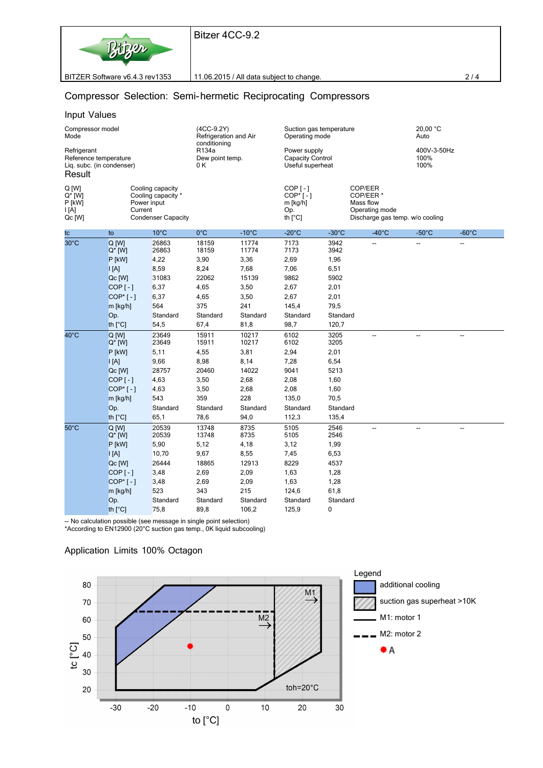# Bitzer 4CC-9.2

BITZER Software v6.4.3 rev1353 — 11.06.2015 / All data subject to change.

## Compressor Selection: Semi-hermetic Reciprocating Compressors

### Input Values

| | | | |
|---|---|---|---|
| Compressor model | (4CC-9.2Y) | Suction gas temperature | 20,00 °C |
| Mode | Refrigeration and Air conditioning | Operating mode | Auto |
| Refrigerant | R134a | Power supply | 400V-3-50Hz |
| Reference temperature | Dew point temp. | Capacity Control | 100% |
| Liq. subc. (in condenser) | 0 K | Useful superheat | 100% |

### Result

| | | | |
|---|---|---|---|
| Q [W] | Cooling capacity | COP [ - ] | COP/EER |
| Q* [W] | Cooling capacity * | COP* [ - ] | COP/EER * |
| P [kW] | Power input | m [kg/h] | Mass flow |
| I [A] | Current | Op. | Operating mode |
| Qc [W] | Condenser Capacity | th [°C] | Discharge gas temp. w/o cooling |

| tc | to | 10°C | 0°C | -10°C | -20°C | -30°C | -40°C | -50°C | -60°C |
|---|---|---|---|---|---|---|---|---|---|
| 30°C | Q [W] | 26863 | 18159 | 11774 | 7173 | 3942 | -- | -- | -- |
| | Q* [W] | 26863 | 18159 | 11774 | 7173 | 3942 | | | |
| | P [kW] | 4,22 | 3,90 | 3,36 | 2,69 | 1,96 | | | |
| | I [A] | 8,59 | 8,24 | 7,68 | 7,06 | 6,51 | | | |
| | Qc [W] | 31083 | 22062 | 15139 | 9862 | 5902 | | | |
| | COP [ - ] | 6,37 | 4,65 | 3,50 | 2,67 | 2,01 | | | |
| | COP* [ - ] | 6,37 | 4,65 | 3,50 | 2,67 | 2,01 | | | |
| | m [kg/h] | 564 | 375 | 241 | 145,4 | 79,5 | | | |
| | Op. | Standard | Standard | Standard | Standard | Standard | | | |
| | th [°C] | 54,5 | 67,4 | 81,8 | 98,7 | 120,7 | | | |
| 40°C | Q [W] | 23649 | 15911 | 10217 | 6102 | 3205 | -- | -- | -- |
| | Q* [W] | 23649 | 15911 | 10217 | 6102 | 3205 | | | |
| | P [kW] | 5,11 | 4,55 | 3,81 | 2,94 | 2,01 | | | |
| | I [A] | 9,66 | 8,98 | 8,14 | 7,28 | 6,54 | | | |
| | Qc [W] | 28757 | 20460 | 14022 | 9041 | 5213 | | | |
| | COP [ - ] | 4,63 | 3,50 | 2,68 | 2,08 | 1,60 | | | |
| | COP* [ - ] | 4,63 | 3,50 | 2,68 | 2,08 | 1,60 | | | |
| | m [kg/h] | 543 | 359 | 228 | 135,0 | 70,5 | | | |
| | Op. | Standard | Standard | Standard | Standard | Standard | | | |
| | th [°C] | 65,1 | 78,6 | 94,0 | 112,3 | 135,4 | | | |
| 50°C | Q [W] | 20539 | 13748 | 8735 | 5105 | 2546 | -- | -- | -- |
| | Q* [W] | 20539 | 13748 | 8735 | 5105 | 2546 | | | |
| | P [kW] | 5,90 | 5,12 | 4,18 | 3,12 | 1,99 | | | |
| | I [A] | 10,70 | 9,67 | 8,55 | 7,45 | 6,53 | | | |
| | Qc [W] | 26444 | 18865 | 12913 | 8229 | 4537 | | | |
| | COP [ - ] | 3,48 | 2,69 | 2,09 | 1,63 | 1,28 | | | |
| | COP* [ - ] | 3,48 | 2,69 | 2,09 | 1,63 | 1,28 | | | |
| | m [kg/h] | 523 | 343 | 215 | 124,6 | 61,8 | | | |
| | Op. | Standard | Standard | Standard | Standard | Standard | | | |
| | th [°C] | 75,8 | 89,8 | 106,2 | 125,9 | 0 | | | |

-- No calculation possible (see message in single point selection)
*According to EN12900 (20°C suction gas temp., 0K liquid subcooling)

### Application Limits 100% Octagon

Legend
- additional cooling
- suction gas superheat >10K
- M1: motor 1
- M2: motor 2
- A

tc [°C] vs. to [°C], toh=20°C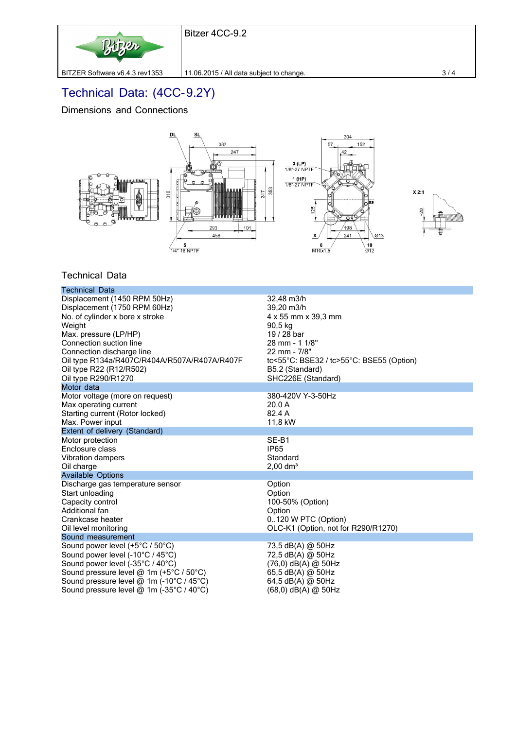# Technical Data: (4CC-9.2Y)

## Dimensions and Connections

DL
SL
387
247
310
317
353
293
101
458
5
1/4"-18 NPTF
304
57
152
42
3 (LP)
1/8"-27 NPTF
1 (HP)
1/8"-27 NPTF
125
198
241
X
Ø13
6
M10x1,5
10
Ø12
X 2:1
~20

## Technical Data

| Technical Data | |
|---|---|
| Displacement (1450 RPM 50Hz) | 32,48 m3/h |
| Displacement (1750 RPM 60Hz) | 39,20 m3/h |
| No. of cylinder x bore x stroke | 4 x 55 mm x 39,3 mm |
| Weight | 90,5 kg |
| Max. pressure (LP/HP) | 19 / 28 bar |
| Connection suction line | 28 mm - 1 1/8" |
| Connection discharge line | 22 mm - 7/8" |
| Oil type R134a/R407C/R404A/R507A/R407A/R407F | tc<55°C: BSE32 / tc>55°C: BSE55 (Option) |
| Oil type R22 (R12/R502) | B5.2 (Standard) |
| Oil type R290/R1270 | SHC226E (Standard) |
| **Motor data** | |
| Motor voltage (more on request) | 380-420V Y-3-50Hz |
| Max operating current | 20.0 A |
| Starting current (Rotor locked) | 82.4 A |
| Max. Power input | 11,8 kW |
| **Extent of delivery (Standard)** | |
| Motor protection | SE-B1 |
| Enclosure class | IP65 |
| Vibration dampers | Standard |
| Oil charge | 2,00 dm³ |
| **Available Options** | |
| Discharge gas temperature sensor | Option |
| Start unloading | Option |
| Capacity control | 100-50% (Option) |
| Additional fan | Option |
| Crankcase heater | 0..120 W PTC (Option) |
| Oil level monitoring | OLC-K1 (Option, not for R290/R1270) |
| **Sound measurement** | |
| Sound power level (+5°C / 50°C) | 73,5 dB(A) @ 50Hz |
| Sound power level (-10°C / 45°C) | 72,5 dB(A) @ 50Hz |
| Sound power level (-35°C / 40°C) | (76,0) dB(A) @ 50Hz |
| Sound pressure level @ 1m (+5°C / 50°C) | 65,5 dB(A) @ 50Hz |
| Sound pressure level @ 1m (-10°C / 45°C) | 64,5 dB(A) @ 50Hz |
| Sound pressure level @ 1m (-35°C / 40°C) | (68,0) dB(A) @ 50Hz |